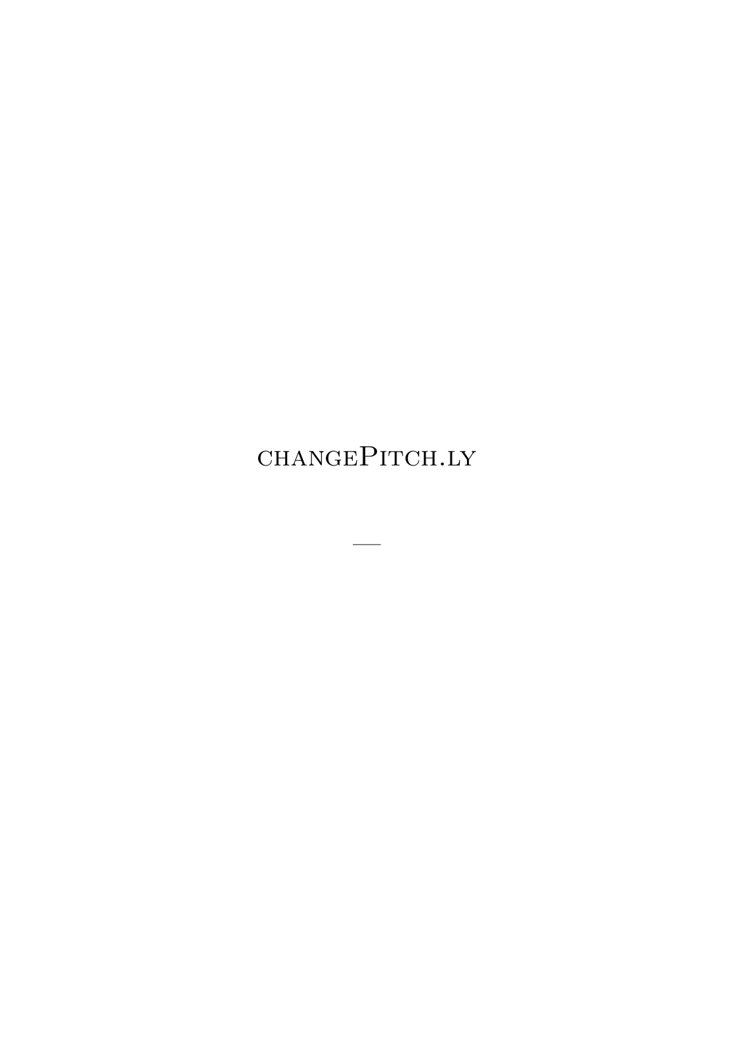# changePitch.ly

—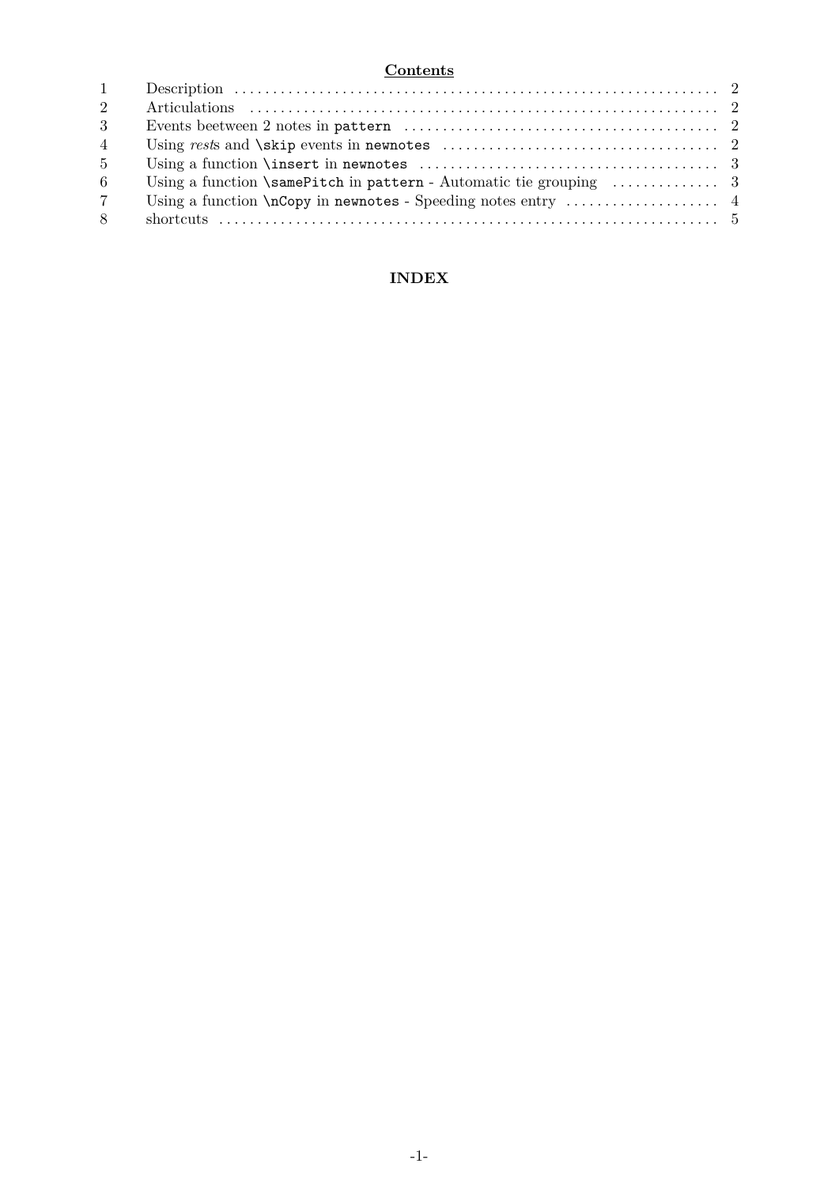**Contents**

| | | |
|---|---|---|
| 1 | Description | 2 |
| 2 | Articulations | 2 |
| 3 | Events beetween 2 notes in `pattern` | 2 |
| 4 | Using *rest*s and `\skip` events in `newnotes` | 2 |
| 5 | Using a function `\insert` in `newnotes` | 3 |
| 6 | Using a function `\samePitch` in `pattern` - Automatic tie grouping | 3 |
| 7 | Using a function `\nCopy` in `newnotes` - Speeding notes entry | 4 |
| 8 | shortcuts | 5 |

**INDEX**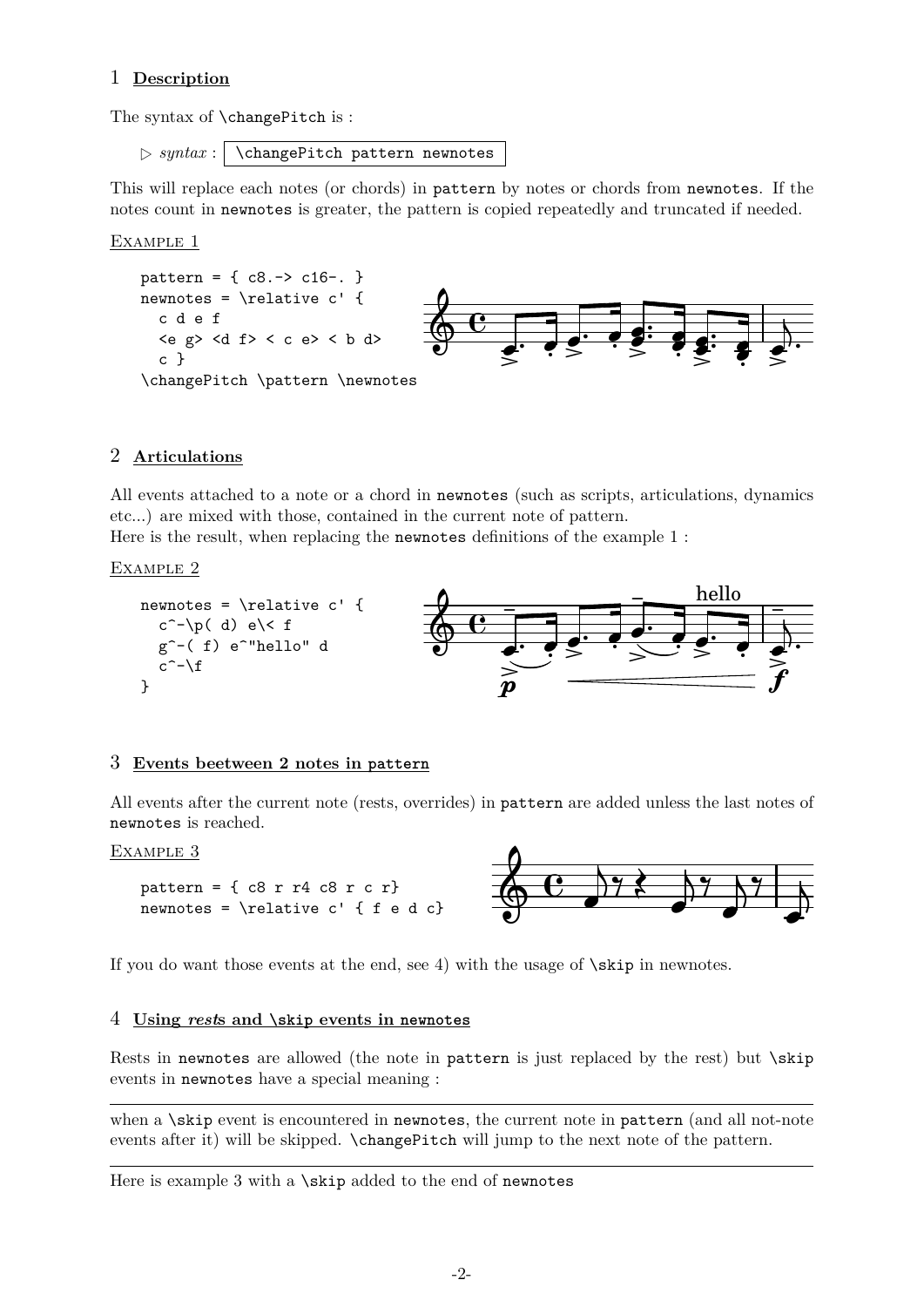## 1 Description

The syntax of `\changePitch` is :

▷ *syntax* : `\changePitch pattern newnotes`

This will replace each notes (or chords) in `pattern` by notes or chords from `newnotes`. If the notes count in `newnotes` is greater, the pattern is copied repeatedly and truncated if needed.

Example 1

```
pattern = { c8.-> c16-. }
newnotes = \relative c' {
  c d e f
  <e g> <d f> < c e> < b d>
  c }
\changePitch \pattern \newnotes
```

## 2 Articulations

All events attached to a note or a chord in `newnotes` (such as scripts, articulations, dynamics etc...) are mixed with those, contained in the current note of pattern.
Here is the result, when replacing the `newnotes` definitions of the example 1 :

Example 2

```
newnotes = \relative c' {
  c^-\p( d) e\< f
  g^-( f) e^"hello" d
  c^-\f
}
```

## 3 Events beetween 2 notes in `pattern`

All events after the current note (rests, overrides) in `pattern` are added unless the last notes of `newnotes` is reached.

Example 3

```
pattern = { c8 r r4 c8 r c r}
newnotes = \relative c' { f e d c}
```

If you do want those events at the end, see 4) with the usage of `\skip` in newnotes.

## 4 Using *rests* and `\skip` events in `newnotes`

Rests in `newnotes` are allowed (the note in `pattern` is just replaced by the rest) but `\skip` events in `newnotes` have a special meaning :

---

when a `\skip` event is encountered in `newnotes`, the current note in `pattern` (and all not-note events after it) will be skipped. `\changePitch` will jump to the next note of the pattern.

---

Here is example 3 with a `\skip` added to the end of `newnotes`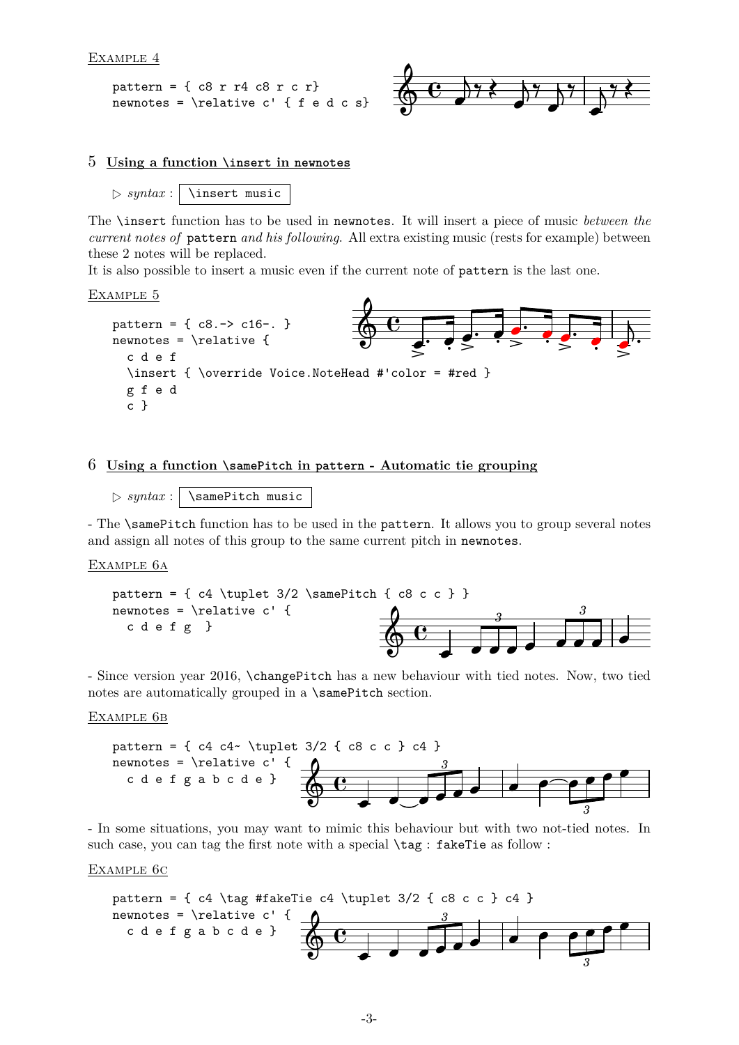Example 4

```
pattern = { c8 r r4 c8 r c r}
newnotes = \relative c' { f e d c s}
```

## 5 Using a function `\insert` in `newnotes`

▷ *syntax* : `\insert music`

The `\insert` function has to be used in `newnotes`. It will insert a piece of music *between the current notes of* `pattern` *and his following*. All extra existing music (rests for example) between these 2 notes will be replaced.
It is also possible to insert a music even if the current note of `pattern` is the last one.

Example 5

```
pattern = { c8.-> c16-. }
newnotes = \relative {
  c d e f
  \insert { \override Voice.NoteHead #'color = #red }
  g f e d
  c }
```

## 6 Using a function `\samePitch` in `pattern` - Automatic tie grouping

▷ *syntax* : `\samePitch music`

- The `\samePitch` function has to be used in the `pattern`. It allows you to group several notes and assign all notes of this group to the same current pitch in `newnotes`.

Example 6a

```
pattern = { c4 \tuplet 3/2 \samePitch { c8 c c } }
newnotes = \relative c' {
  c d e f g  }
```

- Since version year 2016, `\changePitch` has a new behaviour with tied notes. Now, two tied notes are automatically grouped in a `\samePitch` section.

Example 6b

```
pattern = { c4 c4~ \tuplet 3/2 { c8 c c } c4 }
newnotes = \relative c' {
  c d e f g a b c d e }
```

- In some situations, you may want to mimic this behaviour but with two not-tied notes. In such case, you can tag the first note with a special `\tag` : `fakeTie` as follow :

Example 6c

```
pattern = { c4 \tag #fakeTie c4 \tuplet 3/2 { c8 c c } c4 }
newnotes = \relative c' {
  c d e f g a b c d e }
```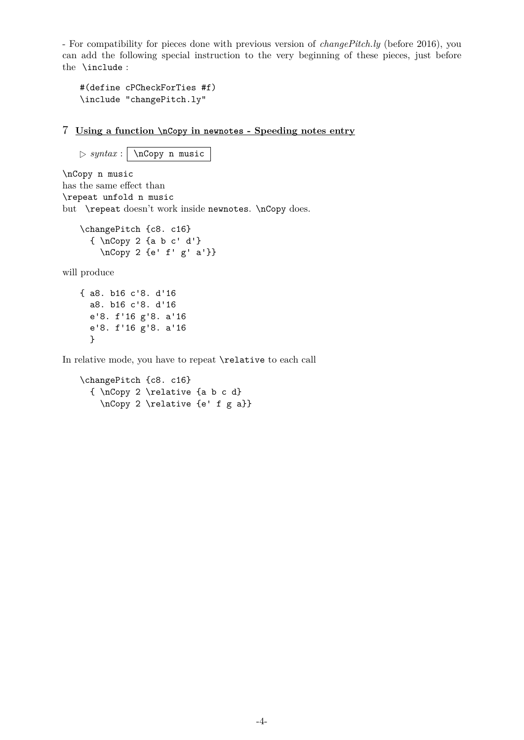- For compatibility for pieces done with previous version of *changePitch.ly* (before 2016), you can add the following special instruction to the very beginning of these pieces, just before the `\include` :

```
#(define cPCheckForTies #f)
\include "changePitch.ly"
```

## 7 Using a function \nCopy in newnotes - Speeding notes entry

▷ *syntax* : `\nCopy n music`

`\nCopy n music`
has the same effect than
`\repeat unfold n music`
but `\repeat` doesn't work inside `newnotes`. `\nCopy` does.

```
\changePitch {c8. c16}
  { \nCopy 2 {a b c' d'}
    \nCopy 2 {e' f' g' a'}}
```

will produce

```
{ a8. b16 c'8. d'16
  a8. b16 c'8. d'16
  e'8. f'16 g'8. a'16
  e'8. f'16 g'8. a'16
  }
```

In relative mode, you have to repeat `\relative` to each call

```
\changePitch {c8. c16}
  { \nCopy 2 \relative {a b c d}
    \nCopy 2 \relative {e' f g a}}
```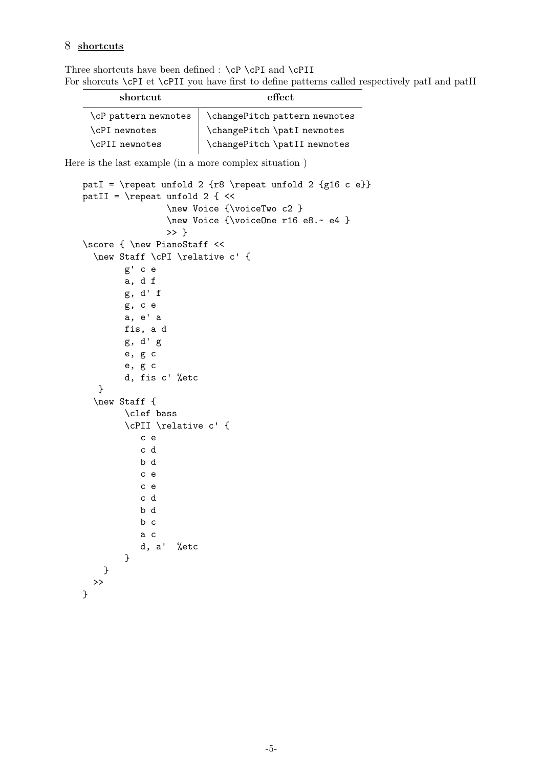## 8 shortcuts

Three shortcuts have been defined : `\cP` `\cPI` and `\cPII`
For shorcuts `\cPI` et `\cPII` you have first to define patterns called respectively patI and patII

| shortcut | effect |
|---|---|
| `\cP pattern newnotes` | `\changePitch pattern newnotes` |
| `\cPI newnotes` | `\changePitch \patI newnotes` |
| `\cPII newnotes` | `\changePitch \patII newnotes` |

Here is the last example (in a more complex situation )

```
patI = \repeat unfold 2 {r8 \repeat unfold 2 {g16 c e}}
patII = \repeat unfold 2 { <<
                \new Voice {\voiceTwo c2 }
                \new Voice {\voiceOne r16 e8.~ e4 }
                >> }
\score { \new PianoStaff <<
  \new Staff \cPI \relative c' {
        g' c e
        a, d f
        g, d' f
        g, c e
        a, e' a
        fis, a d
        g, d' g
        e, g c
        e, g c
        d, fis c' %etc
   }
  \new Staff {
        \clef bass
        \cPII \relative c' {
           c e
           c d
           b d
           c e
           c e
           c d
           b d
           b c
           a c
           d, a'  %etc
        }
    }
  >>
}
```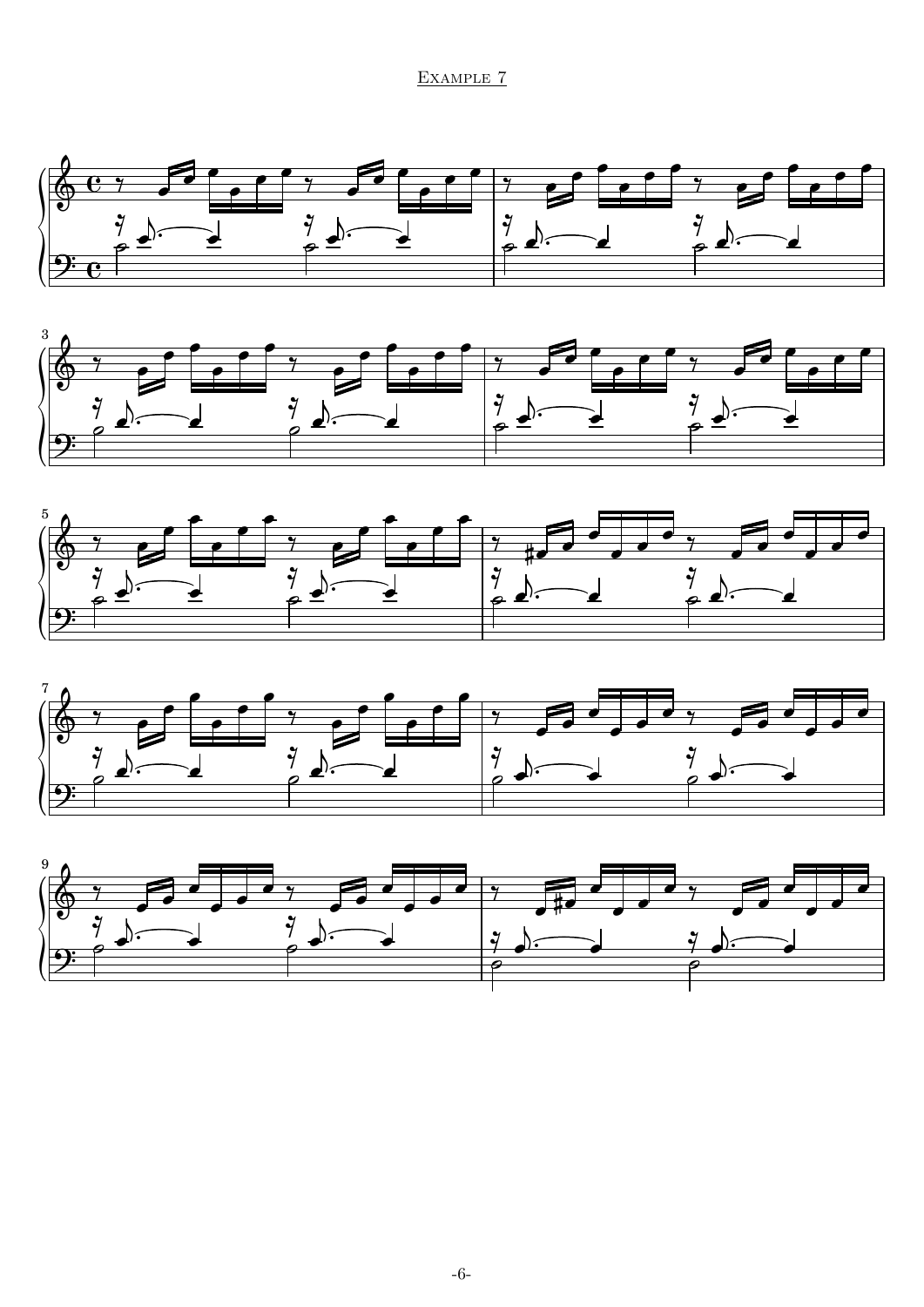Example 7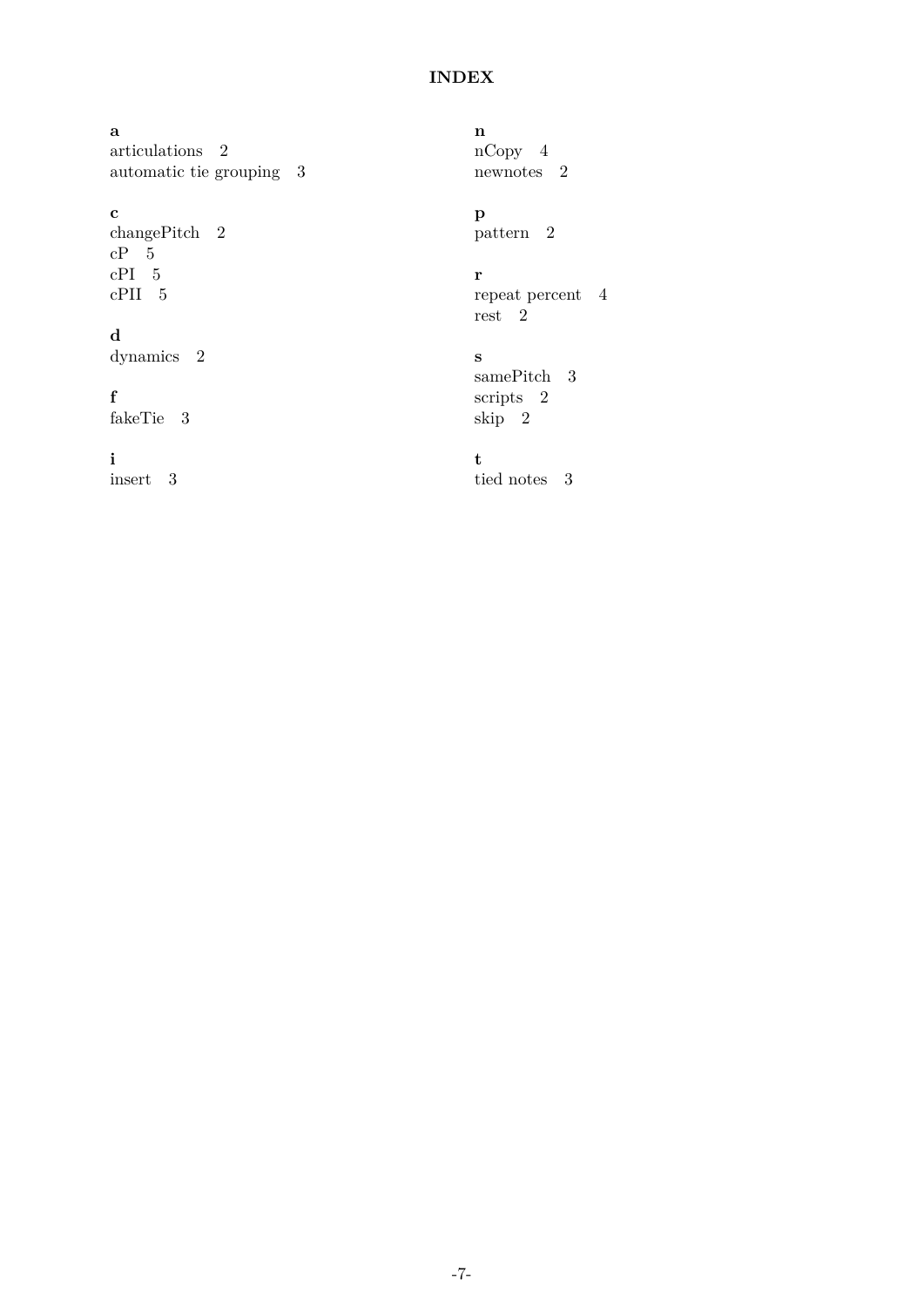# INDEX

**a**
articulations 2
automatic tie grouping 3

**c**
changePitch 2
cP 5
cPI 5
cPII 5

**d**
dynamics 2

**f**
fakeTie 3

**i**
insert 3

**n**
nCopy 4
newnotes 2

**p**
pattern 2

**r**
repeat percent 4
rest 2

**s**
samePitch 3
scripts 2
skip 2

**t**
tied notes 3